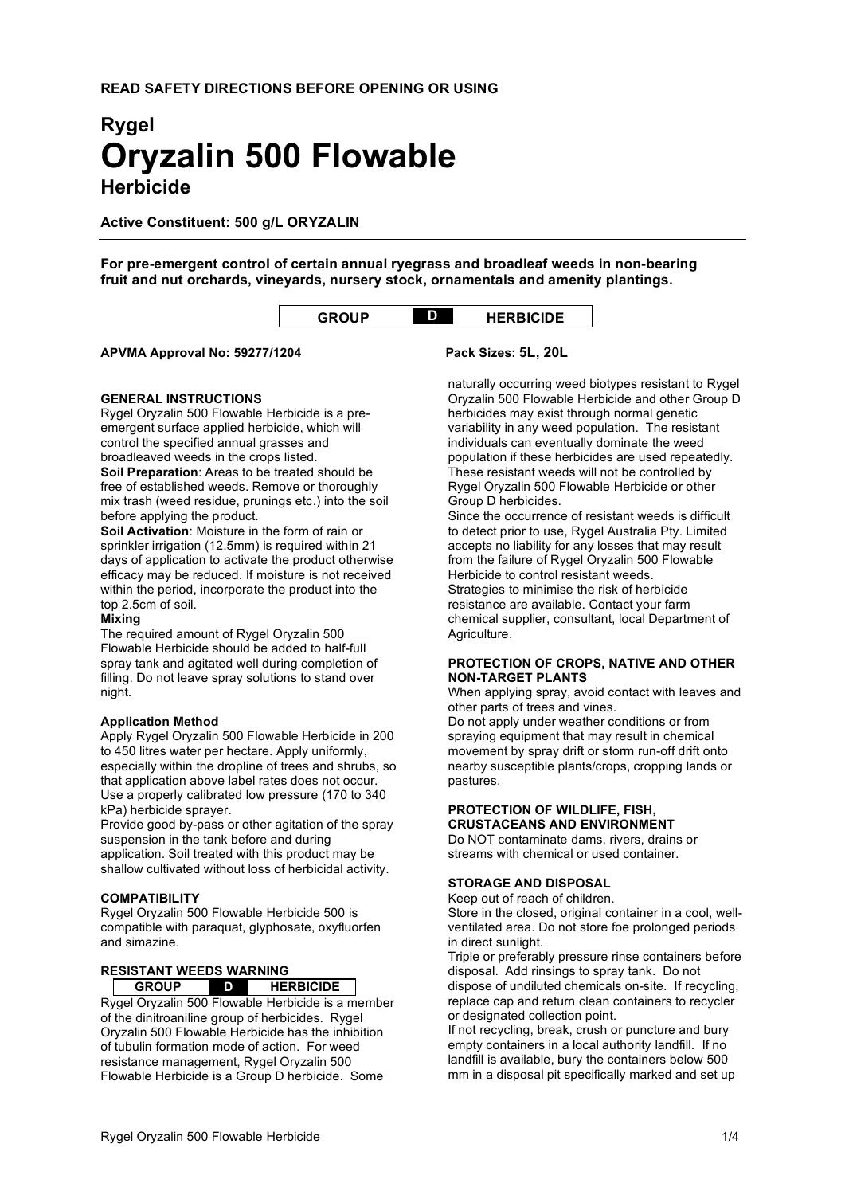**READ SAFETY DIRECTIONS BEFORE OPENING OR USING**

# Rygel
# Oryzalin 500 Flowable
## Herbicide

**Active Constituent: 500 g/L ORYZALIN**

**For pre-emergent control of certain annual ryegrass and broadleaf weeds in non-bearing fruit and nut orchards, vineyards, nursery stock, ornamentals and amenity plantings.**

| GROUP | D | HERBICIDE |
|---|---|---|

**APVMA Approval No: 59277/1204**

**Pack Sizes: 5L, 20L**

### GENERAL INSTRUCTIONS

Rygel Oryzalin 500 Flowable Herbicide is a pre-emergent surface applied herbicide, which will control the specified annual grasses and broadleaved weeds in the crops listed.

**Soil Preparation**: Areas to be treated should be free of established weeds. Remove or thoroughly mix trash (weed residue, prunings etc.) into the soil before applying the product.

**Soil Activation**: Moisture in the form of rain or sprinkler irrigation (12.5mm) is required within 21 days of application to activate the product otherwise efficacy may be reduced. If moisture is not received within the period, incorporate the product into the top 2.5cm of soil.

**Mixing**

The required amount of Rygel Oryzalin 500 Flowable Herbicide should be added to half-full spray tank and agitated well during completion of filling. Do not leave spray solutions to stand over night.

### Application Method

Apply Rygel Oryzalin 500 Flowable Herbicide in 200 to 450 litres water per hectare. Apply uniformly, especially within the dropline of trees and shrubs, so that application above label rates does not occur. Use a properly calibrated low pressure (170 to 340 kPa) herbicide sprayer.

Provide good by-pass or other agitation of the spray suspension in the tank before and during application. Soil treated with this product may be shallow cultivated without loss of herbicidal activity.

### COMPATIBILITY

Rygel Oryzalin 500 Flowable Herbicide 500 is compatible with paraquat, glyphosate, oxyfluorfen and simazine.

### RESISTANT WEEDS WARNING

| GROUP | D | HERBICIDE |
|---|---|---|

Rygel Oryzalin 500 Flowable Herbicide is a member of the dinitroaniline group of herbicides. Rygel Oryzalin 500 Flowable Herbicide has the inhibition of tubulin formation mode of action. For weed resistance management, Rygel Oryzalin 500 Flowable Herbicide is a Group D herbicide. Some naturally occurring weed biotypes resistant to Rygel Oryzalin 500 Flowable Herbicide and other Group D herbicides may exist through normal genetic variability in any weed population. The resistant individuals can eventually dominate the weed population if these herbicides are used repeatedly. These resistant weeds will not be controlled by Rygel Oryzalin 500 Flowable Herbicide or other Group D herbicides.

Since the occurrence of resistant weeds is difficult to detect prior to use, Rygel Australia Pty. Limited accepts no liability for any losses that may result from the failure of Rygel Oryzalin 500 Flowable Herbicide to control resistant weeds.

Strategies to minimise the risk of herbicide resistance are available. Contact your farm chemical supplier, consultant, local Department of Agriculture.

### PROTECTION OF CROPS, NATIVE AND OTHER NON-TARGET PLANTS

When applying spray, avoid contact with leaves and other parts of trees and vines.

Do not apply under weather conditions or from spraying equipment that may result in chemical movement by spray drift or storm run-off drift onto nearby susceptible plants/crops, cropping lands or pastures.

### PROTECTION OF WILDLIFE, FISH, CRUSTACEANS AND ENVIRONMENT

Do NOT contaminate dams, rivers, drains or streams with chemical or used container.

### STORAGE AND DISPOSAL

Keep out of reach of children.

Store in the closed, original container in a cool, well-ventilated area. Do not store foe prolonged periods in direct sunlight.

Triple or preferably pressure rinse containers before disposal. Add rinsings to spray tank. Do not dispose of undiluted chemicals on-site. If recycling, replace cap and return clean containers to recycler or designated collection point.

If not recycling, break, crush or puncture and bury empty containers in a local authority landfill. If no landfill is available, bury the containers below 500 mm in a disposal pit specifically marked and set up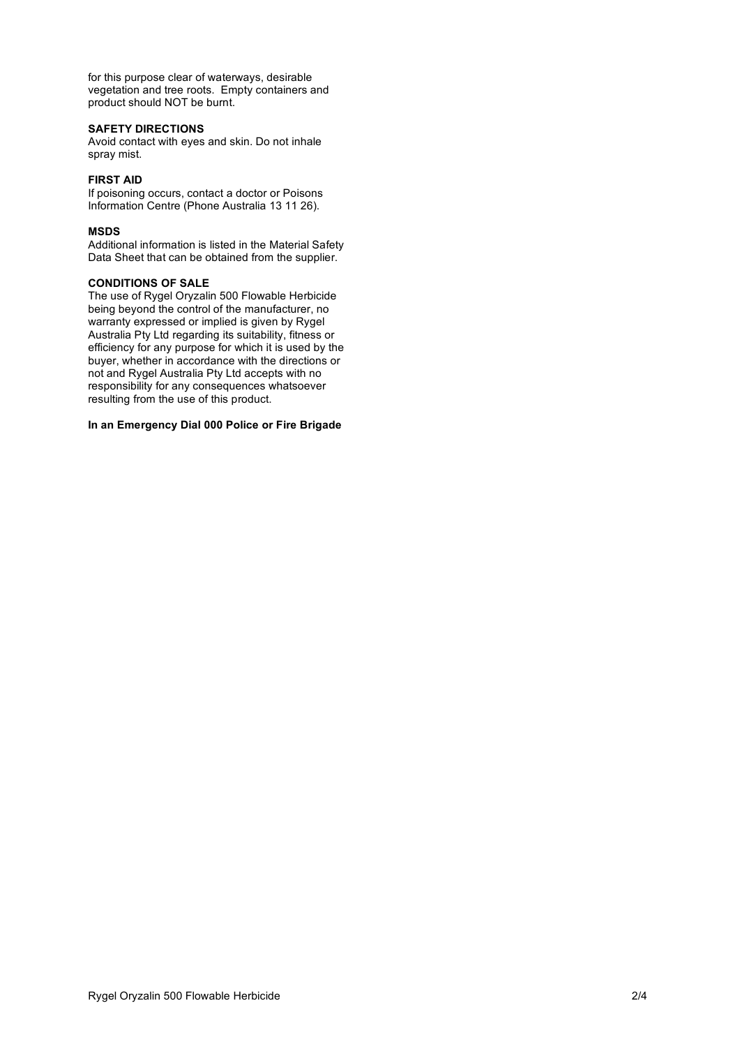for this purpose clear of waterways, desirable vegetation and tree roots. Empty containers and product should NOT be burnt.

**SAFETY DIRECTIONS**

Avoid contact with eyes and skin. Do not inhale spray mist.

**FIRST AID**

If poisoning occurs, contact a doctor or Poisons Information Centre (Phone Australia 13 11 26).

**MSDS**

Additional information is listed in the Material Safety Data Sheet that can be obtained from the supplier.

**CONDITIONS OF SALE**

The use of Rygel Oryzalin 500 Flowable Herbicide being beyond the control of the manufacturer, no warranty expressed or implied is given by Rygel Australia Pty Ltd regarding its suitability, fitness or efficiency for any purpose for which it is used by the buyer, whether in accordance with the directions or not and Rygel Australia Pty Ltd accepts with no responsibility for any consequences whatsoever resulting from the use of this product.

**In an Emergency Dial 000 Police or Fire Brigade**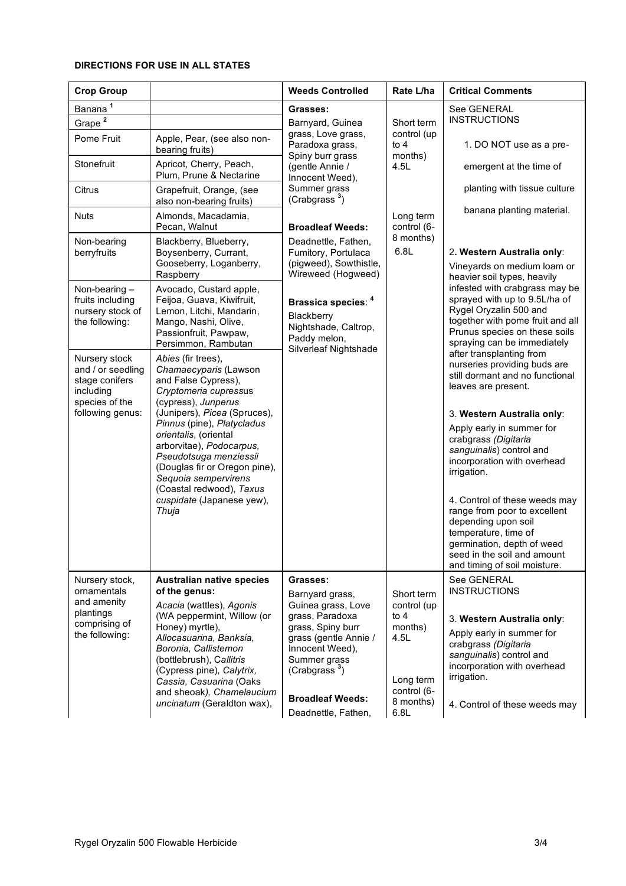**DIRECTIONS FOR USE IN ALL STATES**

| Crop Group | | Weeds Controlled | Rate L/ha | Critical Comments |
|---|---|---|---|---|
| Banana [1]<br>Grape [2]<br>Pome Fruit \| Apple, Pear, (see also non-bearing fruits)<br>Stonefruit \| Apricot, Cherry, Peach, Plum, Prune & Nectarine<br>Citrus \| Grapefruit, Orange, (see also non-bearing fruits)<br>Nuts \| Almonds, Macadamia, Pecan, Walnut | | **Grasses:**<br>Barnyard, Guinea grass, Love grass, Paradoxa grass, Spiny burr grass (gentle Annie / Innocent Weed), Summer grass (Crabgrass [3])<br><br>**Broadleaf Weeds:**<br>Deadnettle, Fathen, Fumitory, Portulaca (pigweed), Sowthistle, Wireweed (Hogweed)<br><br>**Brassica species**: [4]<br>Blackberry Nightshade, Caltrop, Paddy melon, Silverleaf Nightshade | Short term control (up to 4 months) 4.5L<br><br>Long term control (6-8 months) 6.8L | See GENERAL INSTRUCTIONS<br><br>1. DO NOT use as a pre-emergent at the time of planting with tissue culture banana planting material.<br><br>2. **Western Australia only**:<br>Vineyards on medium loam or heavier soil types, heavily infested with crabgrass may be sprayed with up to 9.5L/ha of Rygel Oryzalin 500 and together with pome fruit and all Prunus species on these soils spraying can be immediately after transplanting from nurseries providing buds are still dormant and no functional leaves are present.<br><br>3. **Western Australia only**:<br>Apply early in summer for crabgrass *(Digitaria sanguinalis)* control and incorporation with overhead irrigation.<br><br>4. Control of these weeds may range from poor to excellent depending upon soil temperature, time of germination, depth of weed seed in the soil and amount and timing of soil moisture. |
| Non-bearing berryfruits | Blackberry, Blueberry, Boysenberry, Currant, Gooseberry, Loganberry, Raspberry | | | |
| Non-bearing – fruits including nursery stock of the following: | Avocado, Custard apple, Feijoa, Guava, Kiwifruit, Lemon, Litchi, Mandarin, Mango, Nashi, Olive, Passionfruit, Pawpaw, Persimmon, Rambutan | | | |
| Nursery stock and / or seedling stage conifers including species of the following genus: | *Abies* (fir trees), *Chamaecyparis* (Lawson and False Cypress), *Cryptomeria cupress*us (cypress), *Junperus* (Junipers), *Picea* (Spruces), *Pinnus* (pine), *Platycladus orientalis*, (oriental arborvitae), *Podocarpus, Pseudotsuga menziessii* (Douglas fir or Oregon pine), *Sequoia sempervirens* (Coastal redwood), *Taxus cuspidate* (Japanese yew), *Thuja* | | | |
| Nursery stock, ornamentals and amenity plantings comprising of the following: | **Australian native species of the genus:**<br>*Acacia* (wattles), *Agonis* (WA peppermint, Willow (or Honey) myrtle), *Allocasuarina, Banksia, Boronia, Callistemon* (bottlebrush), C*allitris* (Cypress pine), *Calytrix, Cassia, Casuarina* (Oaks and sheoak*), Chamelaucium uncinatum* (Geraldton wax), | **Grasses:**<br>Barnyard grass, Guinea grass, Love grass, Paradoxa grass, Spiny burr grass (gentle Annie / Innocent Weed), Summer grass (Crabgrass [3])<br><br>**Broadleaf Weeds:**<br>Deadnettle, Fathen, | Short term control (up to 4 months) 4.5L<br><br>Long term control (6-8 months) 6.8L | See GENERAL INSTRUCTIONS<br><br>3. **Western Australia only**:<br>Apply early in summer for crabgrass *(Digitaria sanguinalis)* control and incorporation with overhead irrigation.<br><br>4. Control of these weeds may |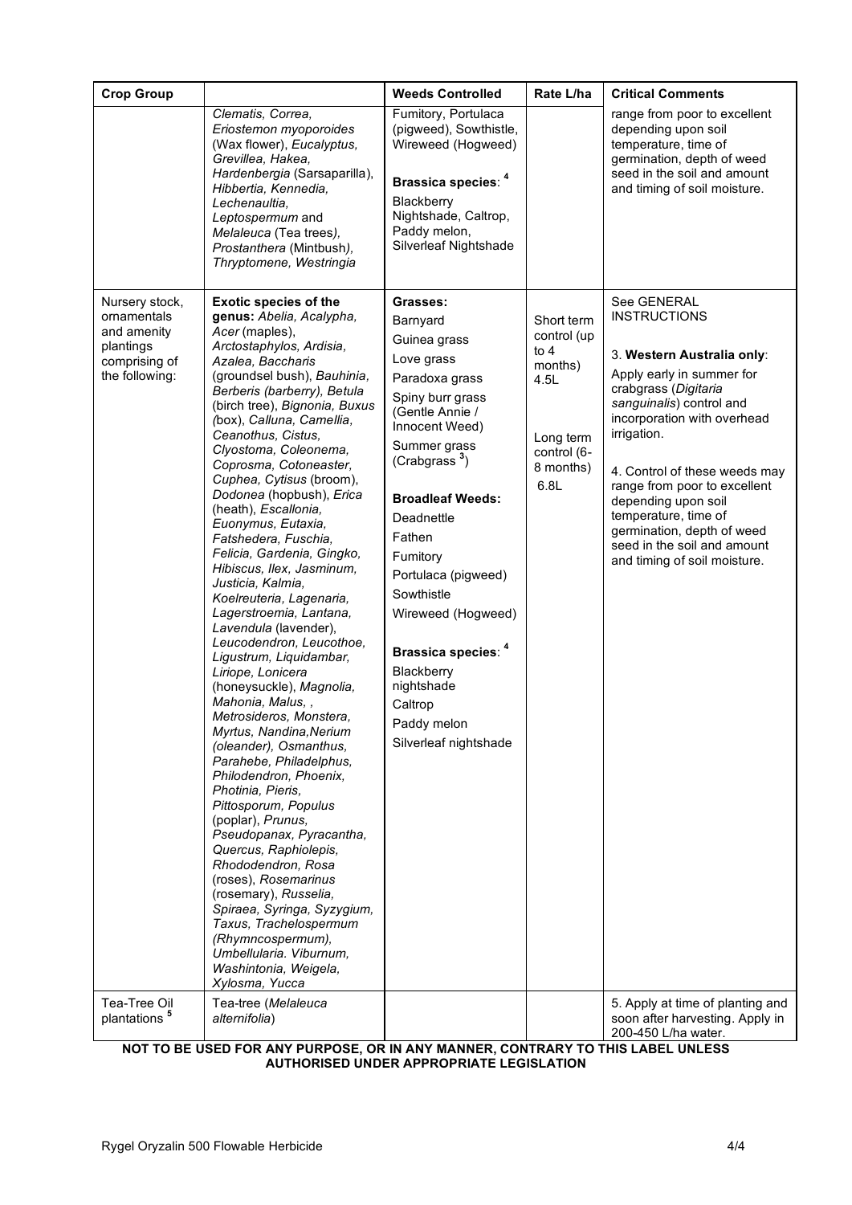| Crop Group | | Weeds Controlled | Rate L/ha | Critical Comments |
|---|---|---|---|---|
| | *Clematis, Correa, Eriostemon myoporoides* (Wax flower), *Eucalyptus, Grevillea, Hakea, Hardenbergia* (Sarsaparilla), *Hibbertia, Kennedia, Lechenaultia, Leptospermum* and *Melaleuca* (Tea trees), *Prostanthera* (Mintbush), *Thryptomene, Westringia* | Fumitory, Portulaca (pigweed), Sowthistle, Wireweed (Hogweed)<br><br>**Brassica species**: [4]<br>Blackberry Nightshade, Caltrop, Paddy melon, Silverleaf Nightshade | | range from poor to excellent depending upon soil temperature, time of germination, depth of weed seed in the soil and amount and timing of soil moisture. |
| Nursery stock, ornamentals and amenity plantings comprising of the following: | **Exotic species of the genus:** *Abelia, Acalypha, Acer* (maples), *Arctostaphylos, Ardisia, Azalea, Baccharis* (groundsel bush), *Bauhinia, Berberis* (barberry), *Betula* (birch tree), *Bignonia, Buxus* (box), *Calluna, Camellia, Ceanothus, Cistus, Clyostoma, Coleonema, Coprosma, Cotoneaster, Cuphea, Cytisus* (broom), *Dodonea* (hopbush), *Erica* (heath), *Escallonia, Euonymus, Eutaxia, Fatshedera, Fuschia, Felicia, Gardenia, Gingko, Hibiscus, Ilex, Jasminum, Justicia, Kalmia, Koelreuteria, Lagenaria, Lagerstroemia, Lantana, Lavendula* (lavender), *Leucodendron, Leucothoe, Ligustrum, Liquidambar, Liriope, Lonicera* (honeysuckle), *Magnolia, Mahonia, Malus, , Metrosideros, Monstera, Myrtus, Nandina, Nerium* (oleander), *Osmanthus, Parahebe, Philadelphus, Philodendron, Phoenix, Photinia, Pieris, Pittosporum, Populus* (poplar), *Prunus, Pseudopanax, Pyracantha, Quercus, Raphiolepis, Rhododendron, Rosa* (roses), *Rosemarinus* (rosemary), *Russelia, Spiraea, Syringa, Syzygium, Taxus, Trachelospermum* (*Rhymncospermum*), *Umbellularia. Viburnum, Washintonia, Weigela, Xylosma, Yucca* | **Grasses:**<br>Barnyard<br>Guinea grass<br>Love grass<br>Paradoxa grass<br>Spiny burr grass (Gentle Annie / Innocent Weed)<br>Summer grass (Crabgrass [3])<br><br>**Broadleaf Weeds:**<br>Deadnettle<br>Fathen<br>Fumitory<br>Portulaca (pigweed)<br>Sowthistle<br>Wireweed (Hogweed)<br><br>**Brassica species**: [4]<br>Blackberry nightshade<br>Caltrop<br>Paddy melon<br>Silverleaf nightshade | Short term control (up to 4 months) 4.5L<br><br>Long term control (6-8 months) 6.8L | See GENERAL INSTRUCTIONS<br><br>3. **Western Australia only**: Apply early in summer for crabgrass (*Digitaria sanguinalis*) control and incorporation with overhead irrigation.<br><br>4. Control of these weeds may range from poor to excellent depending upon soil temperature, time of germination, depth of weed seed in the soil and amount and timing of soil moisture. |
| Tea-Tree Oil plantations [5] | Tea-tree (*Melaleuca alternifolia*) | | | 5. Apply at time of planting and soon after harvesting. Apply in 200-450 L/ha water. |

**NOT TO BE USED FOR ANY PURPOSE, OR IN ANY MANNER, CONTRARY TO THIS LABEL UNLESS AUTHORISED UNDER APPROPRIATE LEGISLATION**